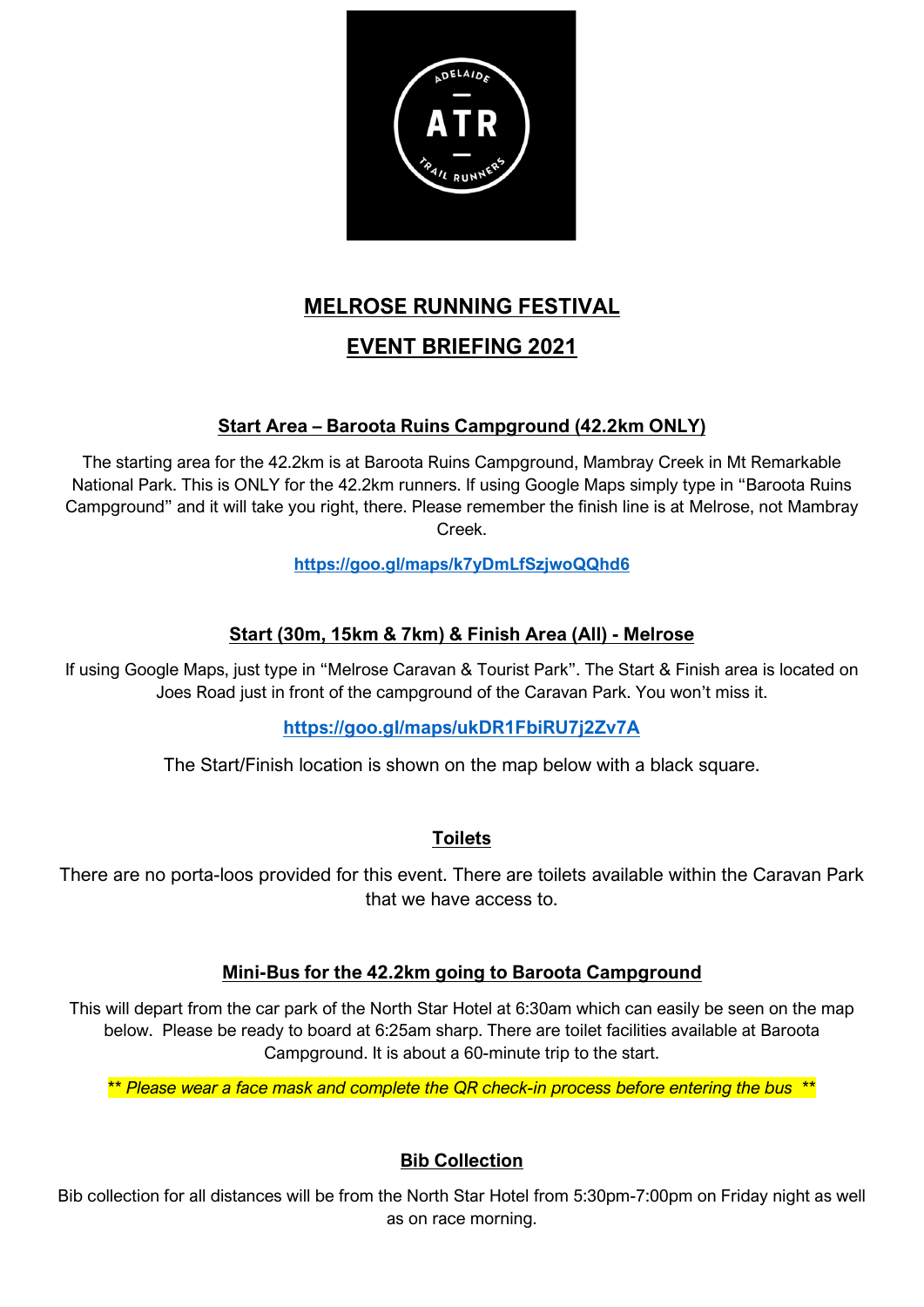# MELROSE RUNNING FESTIVAL

# EVENT BRIEFING 2021

## Start Area – Baroota Ruins Campground (42.2km ONLY)

The starting area for the 42.2km is at Baroota Ruins Campground, Mambray Creek in Mt Remarkable National Park. This is ONLY for the 42.2km runners. If using Google Maps simply type in "Baroota Ruins Campground" and it will take you right, there. Please remember the finish line is at Melrose, not Mambray Creek.

**https://goo.gl/maps/k7yDmLfSzjwoQQhd6**

## Start (30m, 15km & 7km) & Finish Area (All) - Melrose

If using Google Maps, just type in "Melrose Caravan & Tourist Park". The Start & Finish area is located on Joes Road just in front of the campground of the Caravan Park. You won't miss it.

**https://goo.gl/maps/ukDR1FbiRU7j2Zv7A**

The Start/Finish location is shown on the map below with a black square.

## Toilets

There are no porta-loos provided for this event. There are toilets available within the Caravan Park that we have access to.

## Mini-Bus for the 42.2km going to Baroota Campground

This will depart from the car park of the North Star Hotel at 6:30am which can easily be seen on the map below. Please be ready to board at 6:25am sharp. There are toilet facilities available at Baroota Campground. It is about a 60-minute trip to the start.

*\*\* Please wear a face mask and complete the QR check-in process before entering the bus \*\**

## Bib Collection

Bib collection for all distances will be from the North Star Hotel from 5:30pm-7:00pm on Friday night as well as on race morning.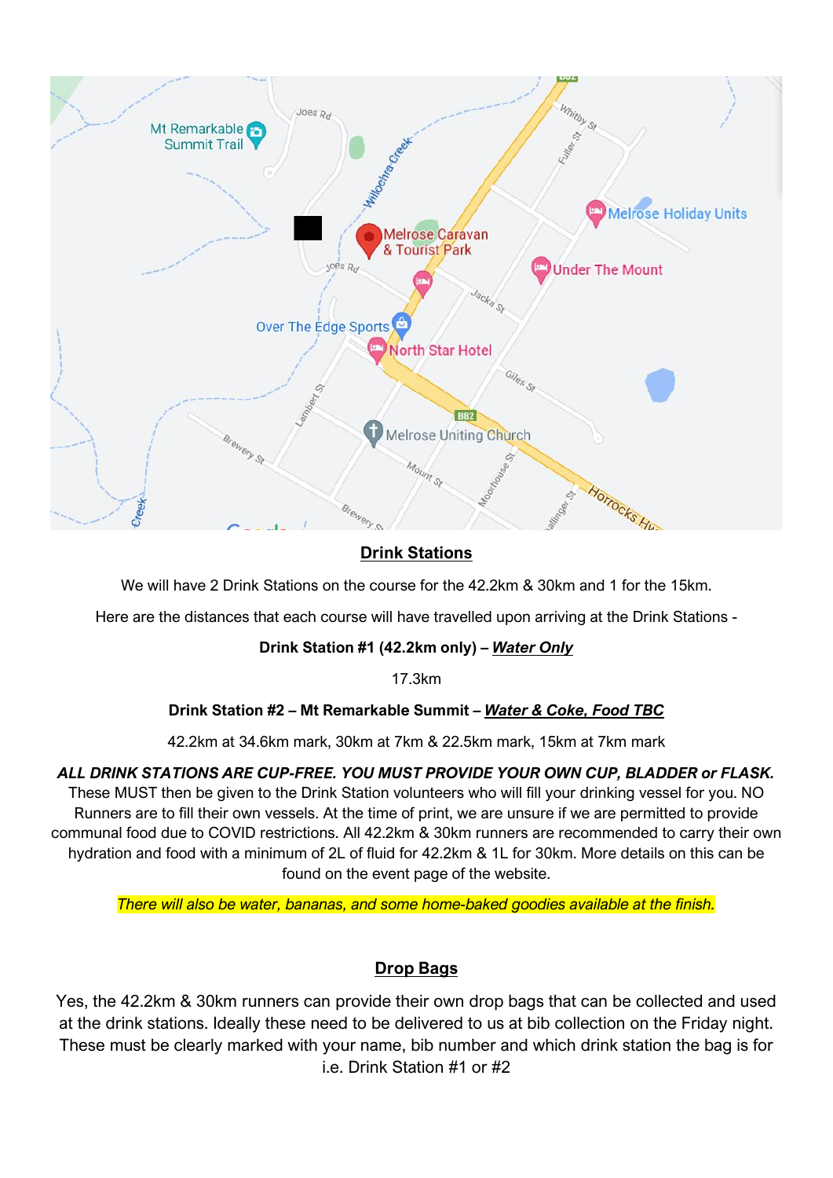## Drink Stations

We will have 2 Drink Stations on the course for the 42.2km & 30km and 1 for the 15km.

Here are the distances that each course will have travelled upon arriving at the Drink Stations -

**Drink Station #1 (42.2km only) –** ***Water Only***

17.3km

**Drink Station #2 – Mt Remarkable Summit –** ***Water & Coke, Food TBC***

42.2km at 34.6km mark, 30km at 7km & 22.5km mark, 15km at 7km mark

***ALL DRINK STATIONS ARE CUP-FREE. YOU MUST PROVIDE YOUR OWN CUP, BLADDER or FLASK.*** These MUST then be given to the Drink Station volunteers who will fill your drinking vessel for you. NO Runners are to fill their own vessels. At the time of print, we are unsure if we are permitted to provide communal food due to COVID restrictions. All 42.2km & 30km runners are recommended to carry their own hydration and food with a minimum of 2L of fluid for 42.2km & 1L for 30km. More details on this can be found on the event page of the website.

*There will also be water, bananas, and some home-baked goodies available at the finish.*

## Drop Bags

Yes, the 42.2km & 30km runners can provide their own drop bags that can be collected and used at the drink stations. Ideally these need to be delivered to us at bib collection on the Friday night. These must be clearly marked with your name, bib number and which drink station the bag is for i.e. Drink Station #1 or #2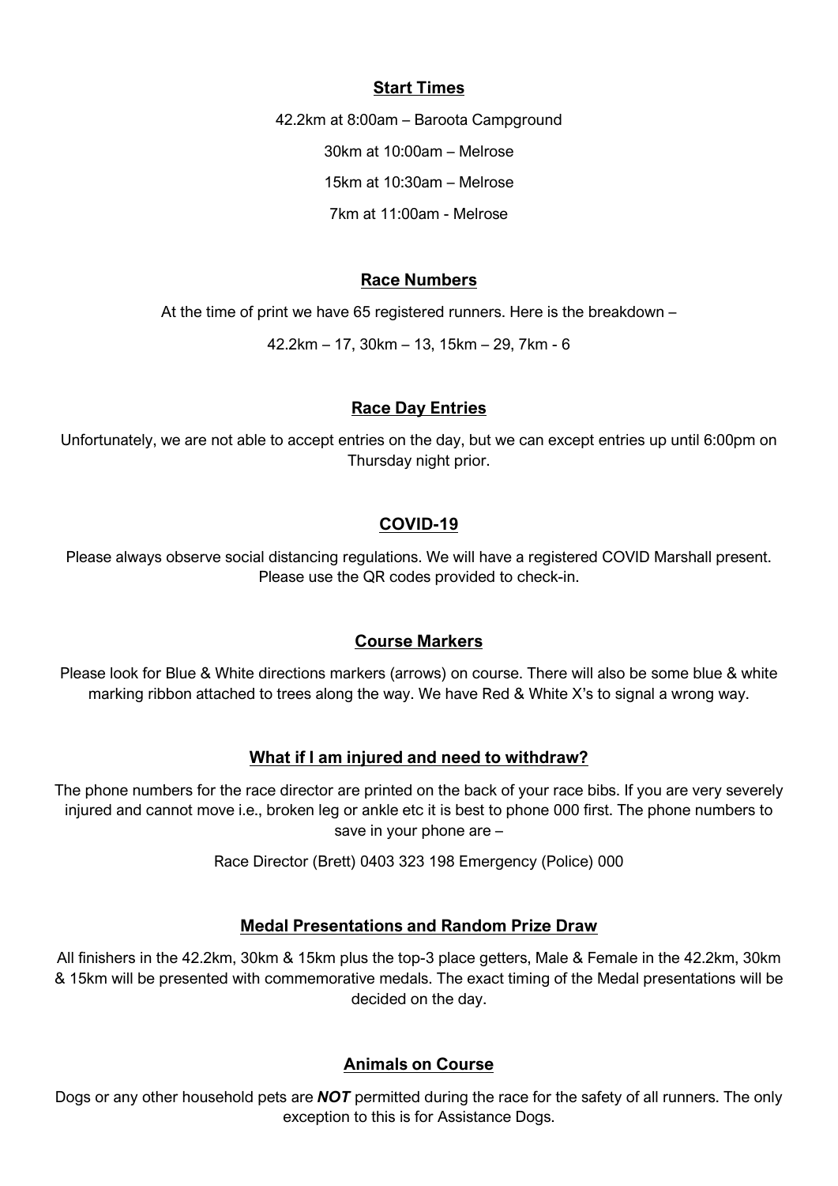## Start Times

42.2km at 8:00am – Baroota Campground

30km at 10:00am – Melrose

15km at 10:30am – Melrose

7km at 11:00am - Melrose

## Race Numbers

At the time of print we have 65 registered runners. Here is the breakdown –

42.2km – 17, 30km – 13, 15km – 29, 7km - 6

## Race Day Entries

Unfortunately, we are not able to accept entries on the day, but we can except entries up until 6:00pm on Thursday night prior.

## COVID-19

Please always observe social distancing regulations. We will have a registered COVID Marshall present. Please use the QR codes provided to check-in.

## Course Markers

Please look for Blue & White directions markers (arrows) on course. There will also be some blue & white marking ribbon attached to trees along the way. We have Red & White X's to signal a wrong way.

## What if I am injured and need to withdraw?

The phone numbers for the race director are printed on the back of your race bibs. If you are very severely injured and cannot move i.e., broken leg or ankle etc it is best to phone 000 first. The phone numbers to save in your phone are –

Race Director (Brett) 0403 323 198 Emergency (Police) 000

## Medal Presentations and Random Prize Draw

All finishers in the 42.2km, 30km & 15km plus the top-3 place getters, Male & Female in the 42.2km, 30km & 15km will be presented with commemorative medals. The exact timing of the Medal presentations will be decided on the day.

## Animals on Course

Dogs or any other household pets are ***NOT*** permitted during the race for the safety of all runners. The only exception to this is for Assistance Dogs.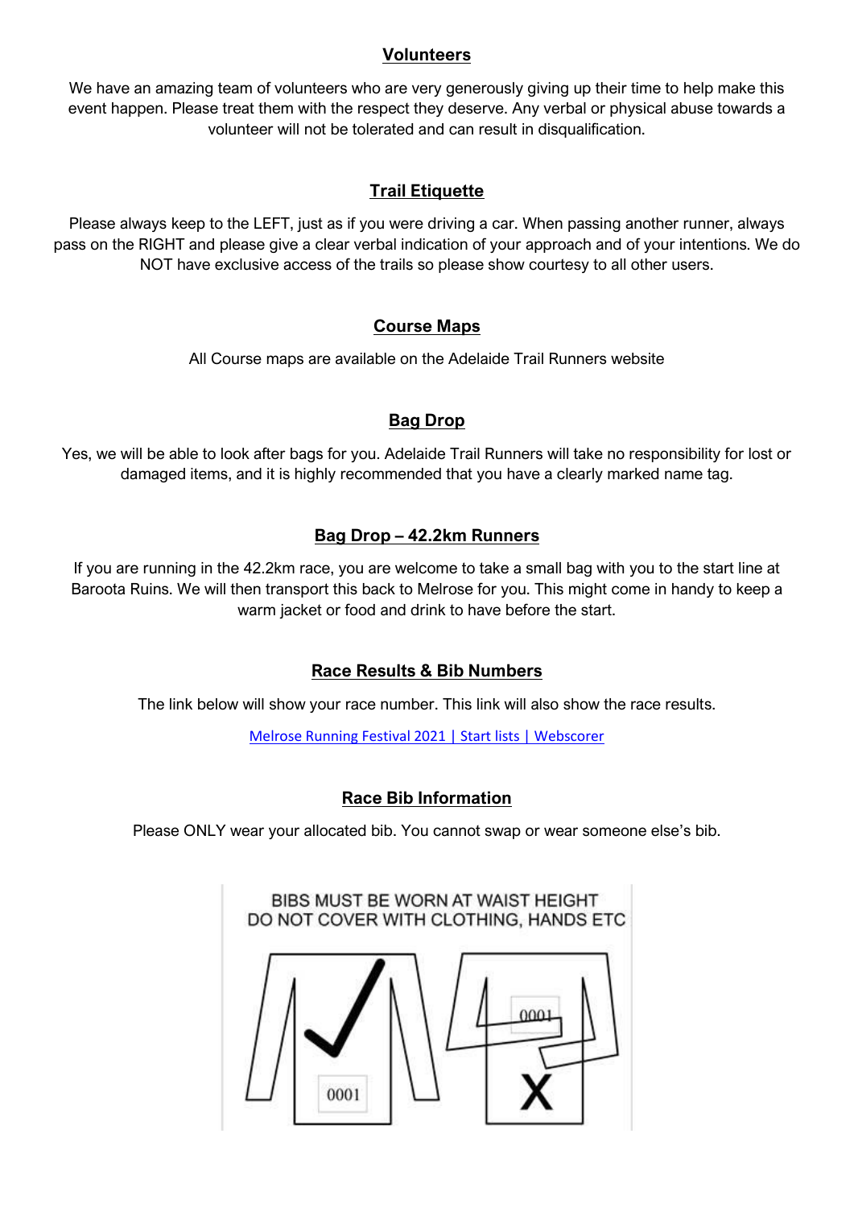## Volunteers

We have an amazing team of volunteers who are very generously giving up their time to help make this event happen. Please treat them with the respect they deserve. Any verbal or physical abuse towards a volunteer will not be tolerated and can result in disqualification.

## Trail Etiquette

Please always keep to the LEFT, just as if you were driving a car. When passing another runner, always pass on the RIGHT and please give a clear verbal indication of your approach and of your intentions. We do NOT have exclusive access of the trails so please show courtesy to all other users.

## Course Maps

All Course maps are available on the Adelaide Trail Runners website

## Bag Drop

Yes, we will be able to look after bags for you. Adelaide Trail Runners will take no responsibility for lost or damaged items, and it is highly recommended that you have a clearly marked name tag.

## Bag Drop – 42.2km Runners

If you are running in the 42.2km race, you are welcome to take a small bag with you to the start line at Baroota Ruins. We will then transport this back to Melrose for you. This might come in handy to keep a warm jacket or food and drink to have before the start.

## Race Results & Bib Numbers

The link below will show your race number. This link will also show the race results.

Melrose Running Festival 2021 | Start lists | Webscorer

## Race Bib Information

Please ONLY wear your allocated bib. You cannot swap or wear someone else's bib.

BIBS MUST BE WORN AT WAIST HEIGHT
DO NOT COVER WITH CLOTHING, HANDS ETC

0001

0001

X